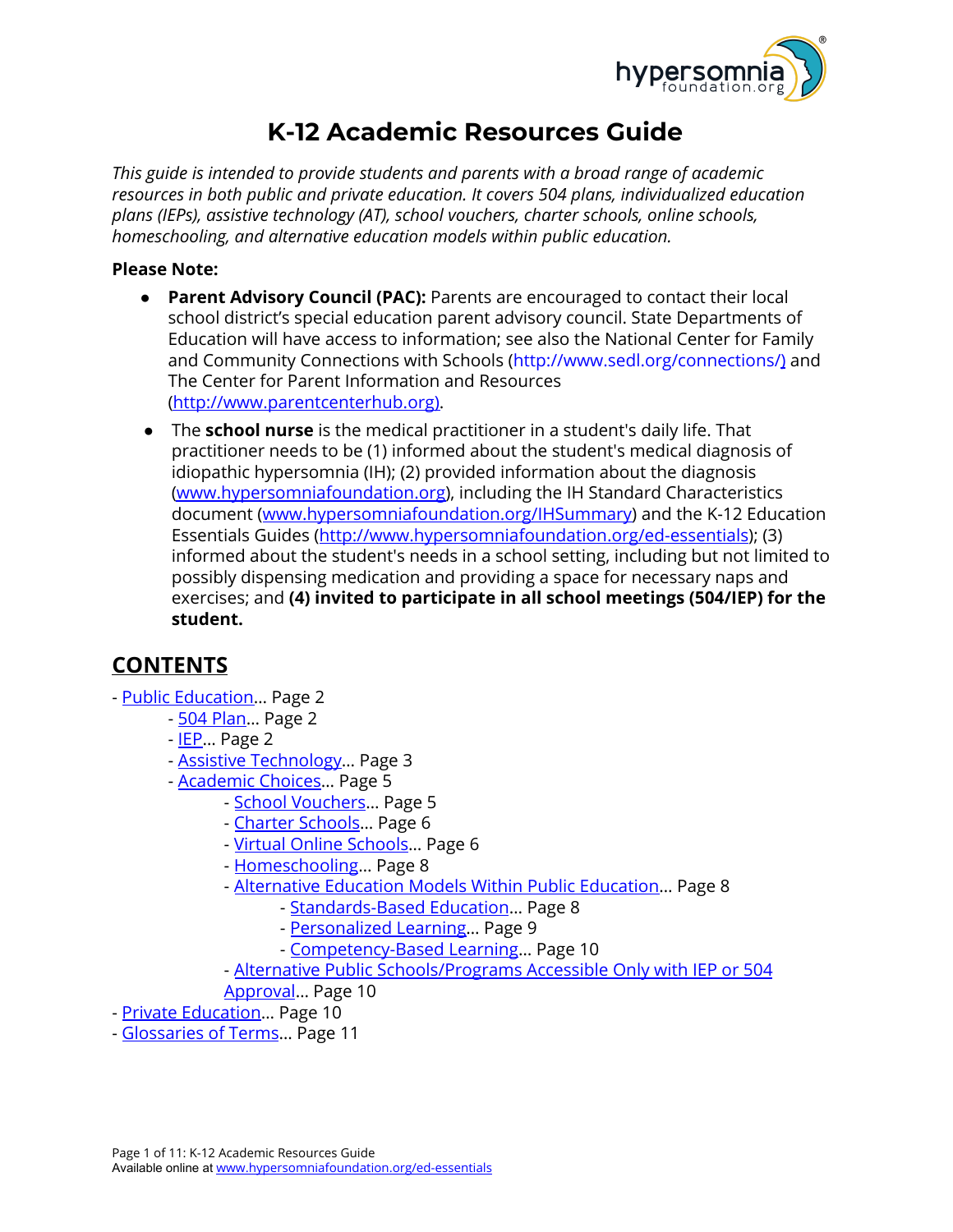# K-12 Academic Resources Guide

*This guide is intended to provide students and parents with a broad range of academic resources in both public and private education. It covers 504 plans, individualized education plans (IEPs), assistive technology (AT), school vouchers, charter schools, online schools, homeschooling, and alternative education models within public education.*

**Please Note:**

- **Parent Advisory Council (PAC):** Parents are encouraged to contact their local school district's special education parent advisory council. State Departments of Education will have access to information; see also the National Center for Family and Community Connections with Schools (http://www.sedl.org/connections/) and The Center for Parent Information and Resources (http://www.parentcenterhub.org).
- The **school nurse** is the medical practitioner in a student's daily life. That practitioner needs to be (1) informed about the student's medical diagnosis of idiopathic hypersomnia (IH); (2) provided information about the diagnosis (www.hypersomniafoundation.org), including the IH Standard Characteristics document (www.hypersomniafoundation.org/IHSummary) and the K-12 Education Essentials Guides (http://www.hypersomniafoundation.org/ed-essentials); (3) informed about the student's needs in a school setting, including but not limited to possibly dispensing medication and providing a space for necessary naps and exercises; and **(4) invited to participate in all school meetings (504/IEP) for the student.**

## CONTENTS

- Public Education... Page 2
  - 504 Plan... Page 2
  - IEP... Page 2
  - Assistive Technology... Page 3
  - Academic Choices... Page 5
    - School Vouchers... Page 5
    - Charter Schools... Page 6
    - Virtual Online Schools... Page 6
    - Homeschooling... Page 8
    - Alternative Education Models Within Public Education... Page 8
      - Standards-Based Education... Page 8
      - Personalized Learning... Page 9
      - Competency-Based Learning... Page 10
    - Alternative Public Schools/Programs Accessible Only with IEP or 504 Approval... Page 10
- Private Education... Page 10
- Glossaries of Terms... Page 11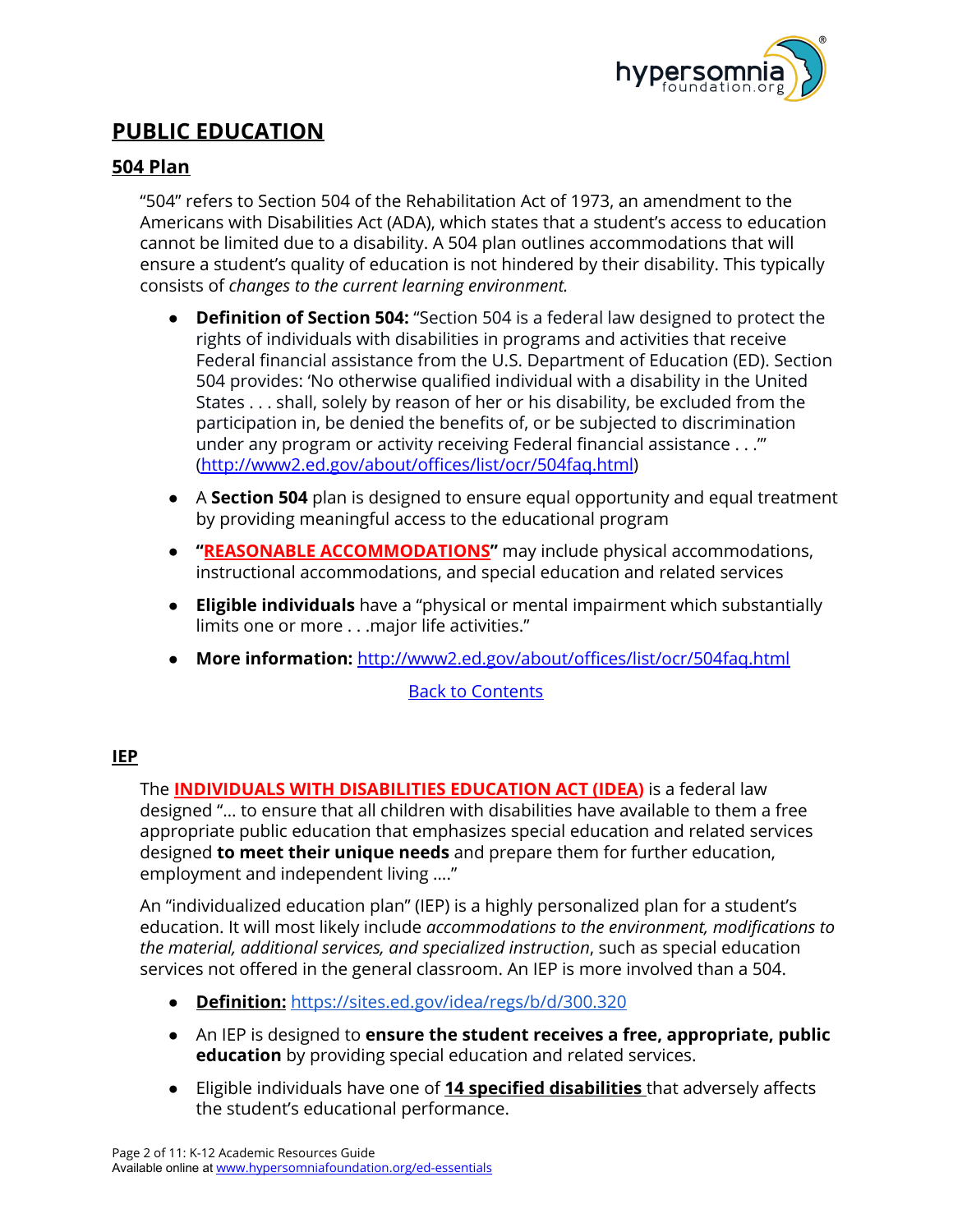# PUBLIC EDUCATION

## 504 Plan

"504" refers to Section 504 of the Rehabilitation Act of 1973, an amendment to the Americans with Disabilities Act (ADA), which states that a student's access to education cannot be limited due to a disability. A 504 plan outlines accommodations that will ensure a student's quality of education is not hindered by their disability. This typically consists of *changes to the current learning environment.*

- **Definition of Section 504:** "Section 504 is a federal law designed to protect the rights of individuals with disabilities in programs and activities that receive Federal financial assistance from the U.S. Department of Education (ED). Section 504 provides: 'No otherwise qualified individual with a disability in the United States . . . shall, solely by reason of her or his disability, be excluded from the participation in, be denied the benefits of, or be subjected to discrimination under any program or activity receiving Federal financial assistance . . .'" (http://www2.ed.gov/about/offices/list/ocr/504faq.html)
- A **Section 504** plan is designed to ensure equal opportunity and equal treatment by providing meaningful access to the educational program
- **"REASONABLE ACCOMMODATIONS"** may include physical accommodations, instructional accommodations, and special education and related services
- **Eligible individuals** have a "physical or mental impairment which substantially limits one or more . . .major life activities."
- **More information:** http://www2.ed.gov/about/offices/list/ocr/504faq.html

Back to Contents

## IEP

The **INDIVIDUALS WITH DISABILITIES EDUCATION ACT (IDEA)** is a federal law designed "... to ensure that all children with disabilities have available to them a free appropriate public education that emphasizes special education and related services designed **to meet their unique needs** and prepare them for further education, employment and independent living ...."

An "individualized education plan" (IEP) is a highly personalized plan for a student's education. It will most likely include *accommodations to the environment, modifications to the material, additional services, and specialized instruction*, such as special education services not offered in the general classroom. An IEP is more involved than a 504.

- **Definition:** https://sites.ed.gov/idea/regs/b/d/300.320
- An IEP is designed to **ensure the student receives a free, appropriate, public education** by providing special education and related services.
- Eligible individuals have one of **14 specified disabilities** that adversely affects the student's educational performance.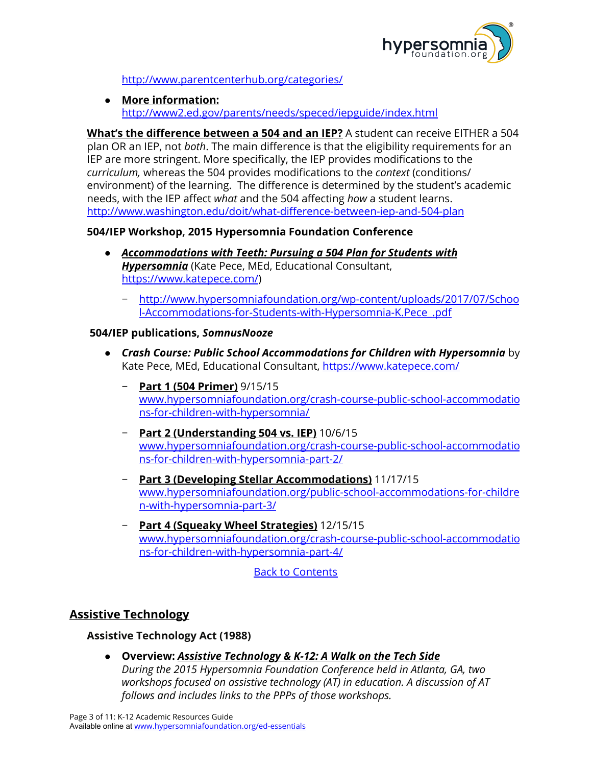http://www.parentcenterhub.org/categories/

- **More information:** http://www2.ed.gov/parents/needs/speced/iepguide/index.html

**What's the difference between a 504 and an IEP?** A student can receive EITHER a 504 plan OR an IEP, not *both*. The main difference is that the eligibility requirements for an IEP are more stringent. More specifically, the IEP provides modifications to the *curriculum,* whereas the 504 provides modifications to the *context* (conditions/ environment) of the learning. The difference is determined by the student's academic needs, with the IEP affect *what* and the 504 affecting *how* a student learns. http://www.washington.edu/doit/what-difference-between-iep-and-504-plan

**504/IEP Workshop, 2015 Hypersomnia Foundation Conference**

- ***Accommodations with Teeth: Pursuing a 504 Plan for Students with Hypersomnia*** (Kate Pece, MEd, Educational Consultant, https://www.katepece.com/)
  - http://www.hypersomniafoundation.org/wp-content/uploads/2017/07/School-Accommodations-for-Students-with-Hypersomnia-K.Pece_.pdf

**504/IEP publications, *SomnusNooze***

- ***Crash Course: Public School Accommodations for Children with Hypersomnia*** by Kate Pece, MEd, Educational Consultant, https://www.katepece.com/
  - **Part 1 (504 Primer)** 9/15/15 www.hypersomniafoundation.org/crash-course-public-school-accommodations-for-children-with-hypersomnia/
  - **Part 2 (Understanding 504 vs. IEP)** 10/6/15 www.hypersomniafoundation.org/crash-course-public-school-accommodations-for-children-with-hypersomnia-part-2/
  - **Part 3 (Developing Stellar Accommodations)** 11/17/15 www.hypersomniafoundation.org/public-school-accommodations-for-children-with-hypersomnia-part-3/
  - **Part 4 (Squeaky Wheel Strategies)** 12/15/15 www.hypersomniafoundation.org/crash-course-public-school-accommodations-for-children-with-hypersomnia-part-4/

Back to Contents

## Assistive Technology

**Assistive Technology Act (1988)**

- **Overview: *Assistive Technology & K-12: A Walk on the Tech Side***
  *During the 2015 Hypersomnia Foundation Conference held in Atlanta, GA, two workshops focused on assistive technology (AT) in education. A discussion of AT follows and includes links to the PPPs of those workshops.*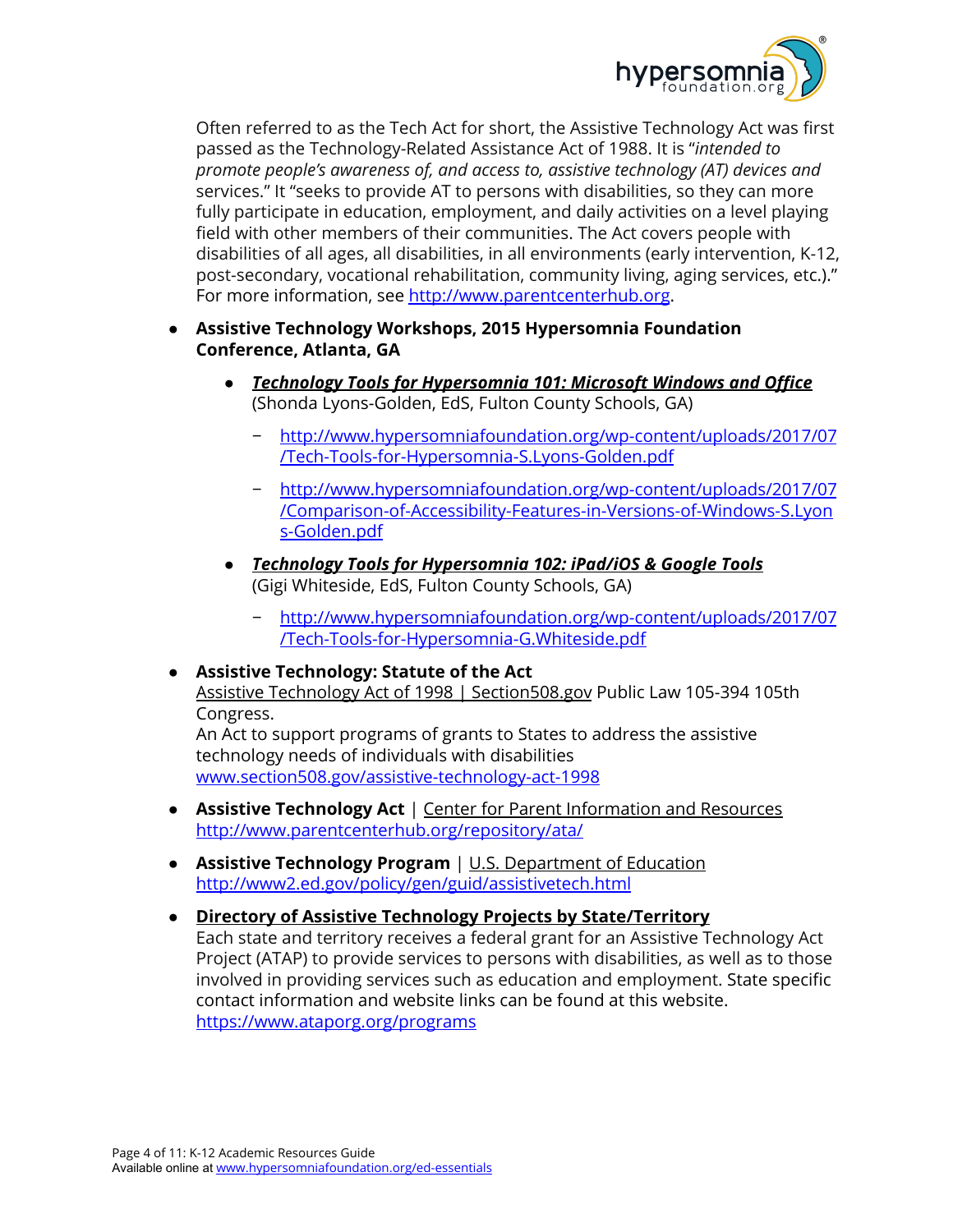Often referred to as the Tech Act for short, the Assistive Technology Act was first passed as the Technology-Related Assistance Act of 1988. It is "*intended to promote people's awareness of, and access to, assistive technology (AT) devices and* services." It "seeks to provide AT to persons with disabilities, so they can more fully participate in education, employment, and daily activities on a level playing field with other members of their communities. The Act covers people with disabilities of all ages, all disabilities, in all environments (early intervention, K-12, post-secondary, vocational rehabilitation, community living, aging services, etc.)." For more information, see http://www.parentcenterhub.org.

- **Assistive Technology Workshops, 2015 Hypersomnia Foundation Conference, Atlanta, GA**
  - ***Technology Tools for Hypersomnia 101: Microsoft Windows and Office*** (Shonda Lyons-Golden, EdS, Fulton County Schools, GA)
    - http://www.hypersomniafoundation.org/wp-content/uploads/2017/07/Tech-Tools-for-Hypersomnia-S.Lyons-Golden.pdf
    - http://www.hypersomniafoundation.org/wp-content/uploads/2017/07/Comparison-of-Accessibility-Features-in-Versions-of-Windows-S.Lyons-Golden.pdf
  - ***Technology Tools for Hypersomnia 102: iPad/iOS & Google Tools*** (Gigi Whiteside, EdS, Fulton County Schools, GA)
    - http://www.hypersomniafoundation.org/wp-content/uploads/2017/07/Tech-Tools-for-Hypersomnia-G.Whiteside.pdf

- **Assistive Technology: Statute of the Act**
  Assistive Technology Act of 1998 | Section508.gov Public Law 105-394 105th Congress.
  An Act to support programs of grants to States to address the assistive technology needs of individuals with disabilities
  www.section508.gov/assistive-technology-act-1998

- **Assistive Technology Act** | Center for Parent Information and Resources
  http://www.parentcenterhub.org/repository/ata/

- **Assistive Technology Program** | U.S. Department of Education
  http://www2.ed.gov/policy/gen/guid/assistivetech.html

- **Directory of Assistive Technology Projects by State/Territory**
  Each state and territory receives a federal grant for an Assistive Technology Act Project (ATAP) to provide services to persons with disabilities, as well as to those involved in providing services such as education and employment. State specific contact information and website links can be found at this website.
  https://www.ataporg.org/programs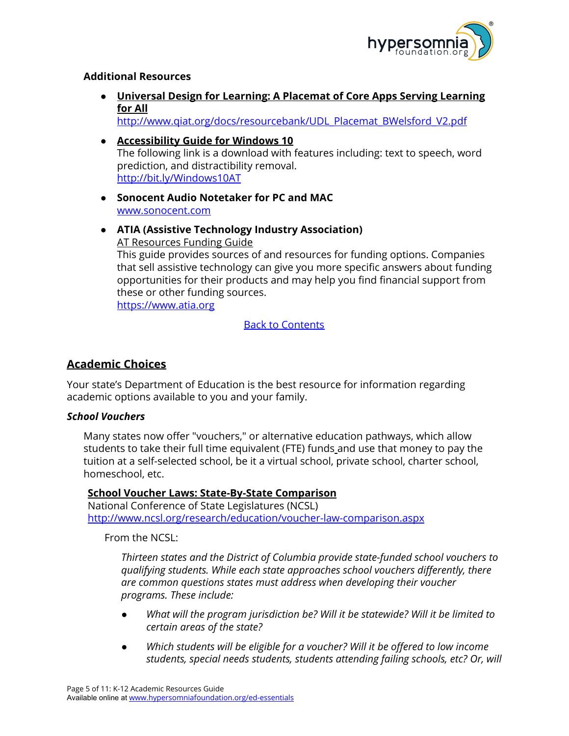**Additional Resources**

- **[Universal Design for Learning: A Placemat of Core Apps Serving Learning for All](http://www.qiat.org/docs/resourcebank/UDL_Placemat_BWelsford_V2.pdf)**
  http://www.qiat.org/docs/resourcebank/UDL_Placemat_BWelsford_V2.pdf

- **Accessibility Guide for Windows 10**
  The following link is a download with features including: text to speech, word prediction, and distractibility removal.
  http://bit.ly/Windows10AT

- **Sonocent Audio Notetaker for PC and MAC**
  www.sonocent.com

- **ATIA (Assistive Technology Industry Association)**
  AT Resources Funding Guide
  This guide provides sources of and resources for funding options. Companies that sell assistive technology can give you more specific answers about funding opportunities for their products and may help you find financial support from these or other funding sources.
  https://www.atia.org

Back to Contents

## Academic Choices

Your state's Department of Education is the best resource for information regarding academic options available to you and your family.

***School Vouchers***

Many states now offer "vouchers," or alternative education pathways, which allow students to take their full time equivalent (FTE) funds and use that money to pay the tuition at a self-selected school, be it a virtual school, private school, charter school, homeschool, etc.

**School Voucher Laws: State-By-State Comparison**
National Conference of State Legislatures (NCSL)
http://www.ncsl.org/research/education/voucher-law-comparison.aspx

From the NCSL:

> *Thirteen states and the District of Columbia provide state-funded school vouchers to qualifying students. While each state approaches school vouchers differently, there are common questions states must address when developing their voucher programs. These include:*
>
> - *What will the program jurisdiction be? Will it be statewide? Will it be limited to certain areas of the state?*
> - *Which students will be eligible for a voucher? Will it be offered to low income students, special needs students, students attending failing schools, etc? Or, will*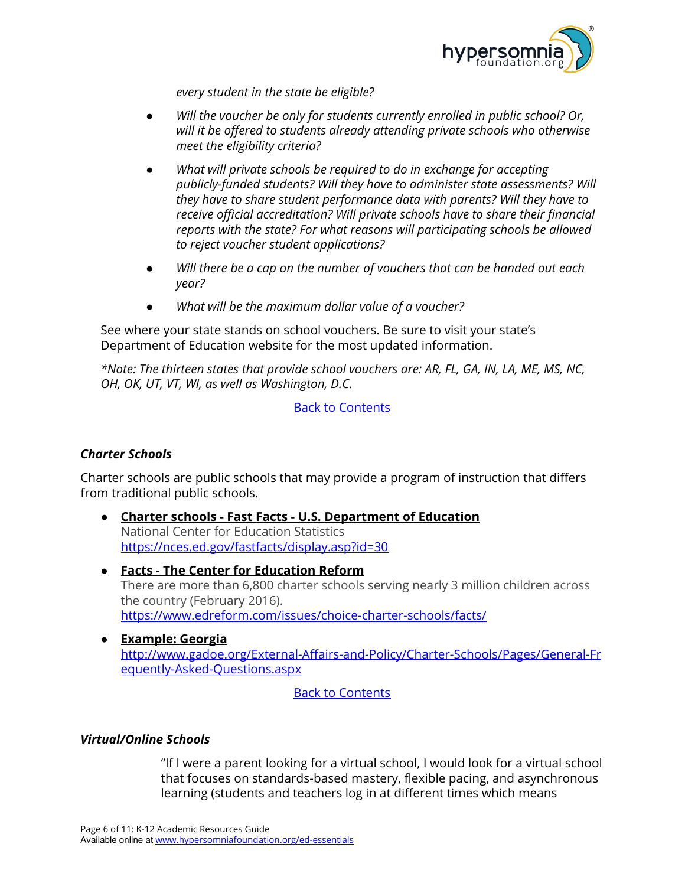*every student in the state be eligible?*

- *Will the voucher be only for students currently enrolled in public school? Or, will it be offered to students already attending private schools who otherwise meet the eligibility criteria?*
- *What will private schools be required to do in exchange for accepting publicly-funded students? Will they have to administer state assessments? Will they have to share student performance data with parents? Will they have to receive official accreditation? Will private schools have to share their financial reports with the state? For what reasons will participating schools be allowed to reject voucher student applications?*
- *Will there be a cap on the number of vouchers that can be handed out each year?*
- *What will be the maximum dollar value of a voucher?*

See where your state stands on school vouchers. Be sure to visit your state's Department of Education website for the most updated information.

*\*Note: The thirteen states that provide school vouchers are: AR, FL, GA, IN, LA, ME, MS, NC, OH, OK, UT, VT, WI, as well as Washington, D.C.*

Back to Contents

### *Charter Schools*

Charter schools are public schools that may provide a program of instruction that differs from traditional public schools.

- **Charter schools - Fast Facts - U.S. Department of Education**
  National Center for Education Statistics
  https://nces.ed.gov/fastfacts/display.asp?id=30
- **Facts - The Center for Education Reform**
  There are more than 6,800 charter schools serving nearly 3 million children across the country (February 2016).
  https://www.edreform.com/issues/choice-charter-schools/facts/
- **Example: Georgia**
  http://www.gadoe.org/External-Affairs-and-Policy/Charter-Schools/Pages/General-Frequently-Asked-Questions.aspx

Back to Contents

### *Virtual/Online Schools*

> "If I were a parent looking for a virtual school, I would look for a virtual school that focuses on standards-based mastery, flexible pacing, and asynchronous learning (students and teachers log in at different times which means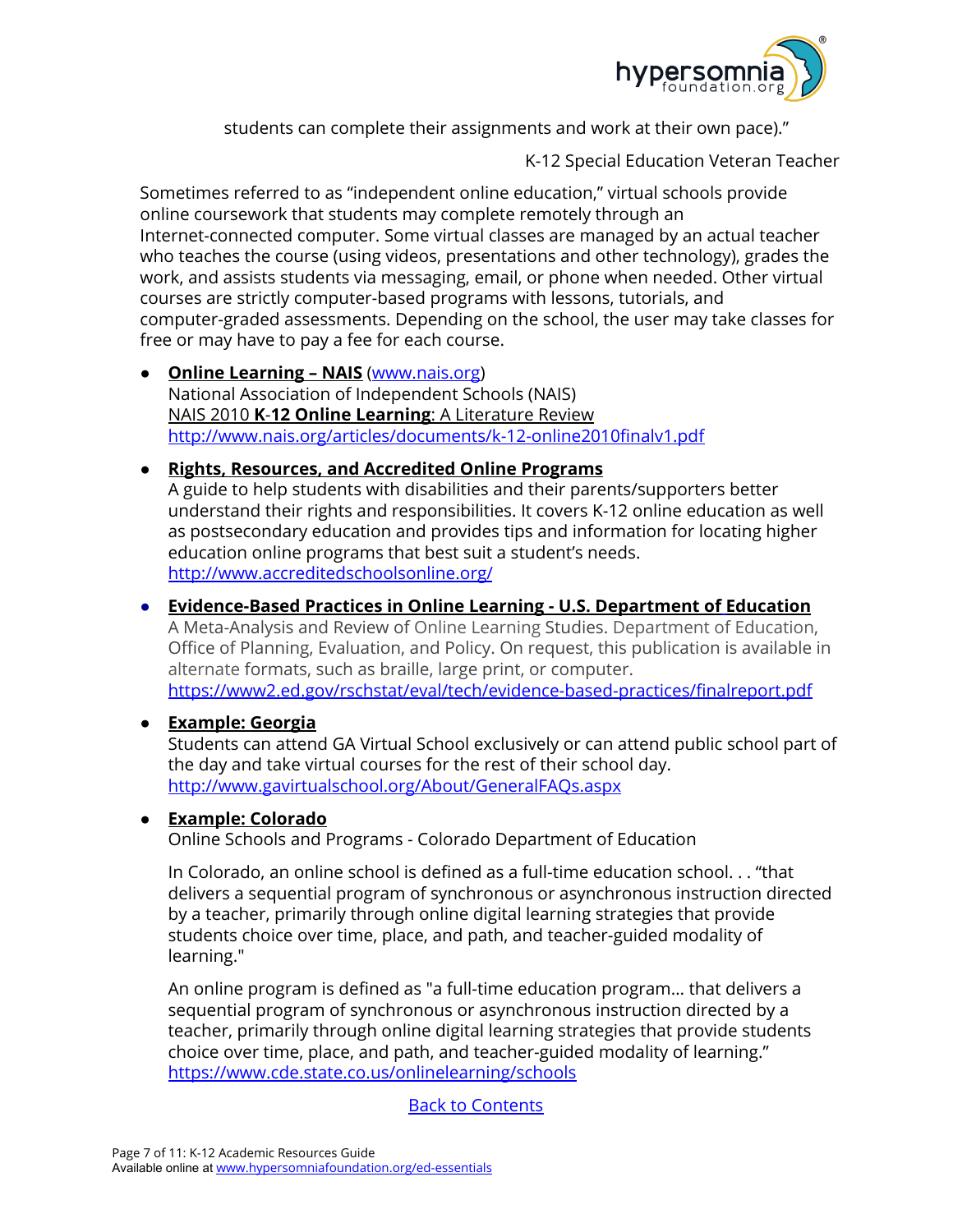students can complete their assignments and work at their own pace)."

K-12 Special Education Veteran Teacher

Sometimes referred to as "independent online education," virtual schools provide online coursework that students may complete remotely through an Internet-connected computer. Some virtual classes are managed by an actual teacher who teaches the course (using videos, presentations and other technology), grades the work, and assists students via messaging, email, or phone when needed. Other virtual courses are strictly computer-based programs with lessons, tutorials, and computer-graded assessments. Depending on the school, the user may take classes for free or may have to pay a fee for each course.

- **Online Learning – NAIS** (www.nais.org)
  National Association of Independent Schools (NAIS)
  NAIS 2010 **K-12 Online Learning**: A Literature Review
  http://www.nais.org/articles/documents/k-12-online2010finalv1.pdf

- **Rights, Resources, and Accredited Online Programs**
  A guide to help students with disabilities and their parents/supporters better understand their rights and responsibilities. It covers K-12 online education as well as postsecondary education and provides tips and information for locating higher education online programs that best suit a student's needs.
  http://www.accreditedschoolsonline.org/

- **Evidence-Based Practices in Online Learning - U.S. Department of Education**
  A Meta-Analysis and Review of Online Learning Studies. Department of Education, Office of Planning, Evaluation, and Policy. On request, this publication is available in alternate formats, such as braille, large print, or computer.
  https://www2.ed.gov/rschstat/eval/tech/evidence-based-practices/finalreport.pdf

- **Example: Georgia**
  Students can attend GA Virtual School exclusively or can attend public school part of the day and take virtual courses for the rest of their school day.
  http://www.gavirtualschool.org/About/GeneralFAQs.aspx

- **Example: Colorado**
  Online Schools and Programs - Colorado Department of Education

  In Colorado, an online school is defined as a full-time education school. . . "that delivers a sequential program of synchronous or asynchronous instruction directed by a teacher, primarily through online digital learning strategies that provide students choice over time, place, and path, and teacher-guided modality of learning."

  An online program is defined as "a full-time education program... that delivers a sequential program of synchronous or asynchronous instruction directed by a teacher, primarily through online digital learning strategies that provide students choice over time, place, and path, and teacher-guided modality of learning."
  https://www.cde.state.co.us/onlinelearning/schools

Back to Contents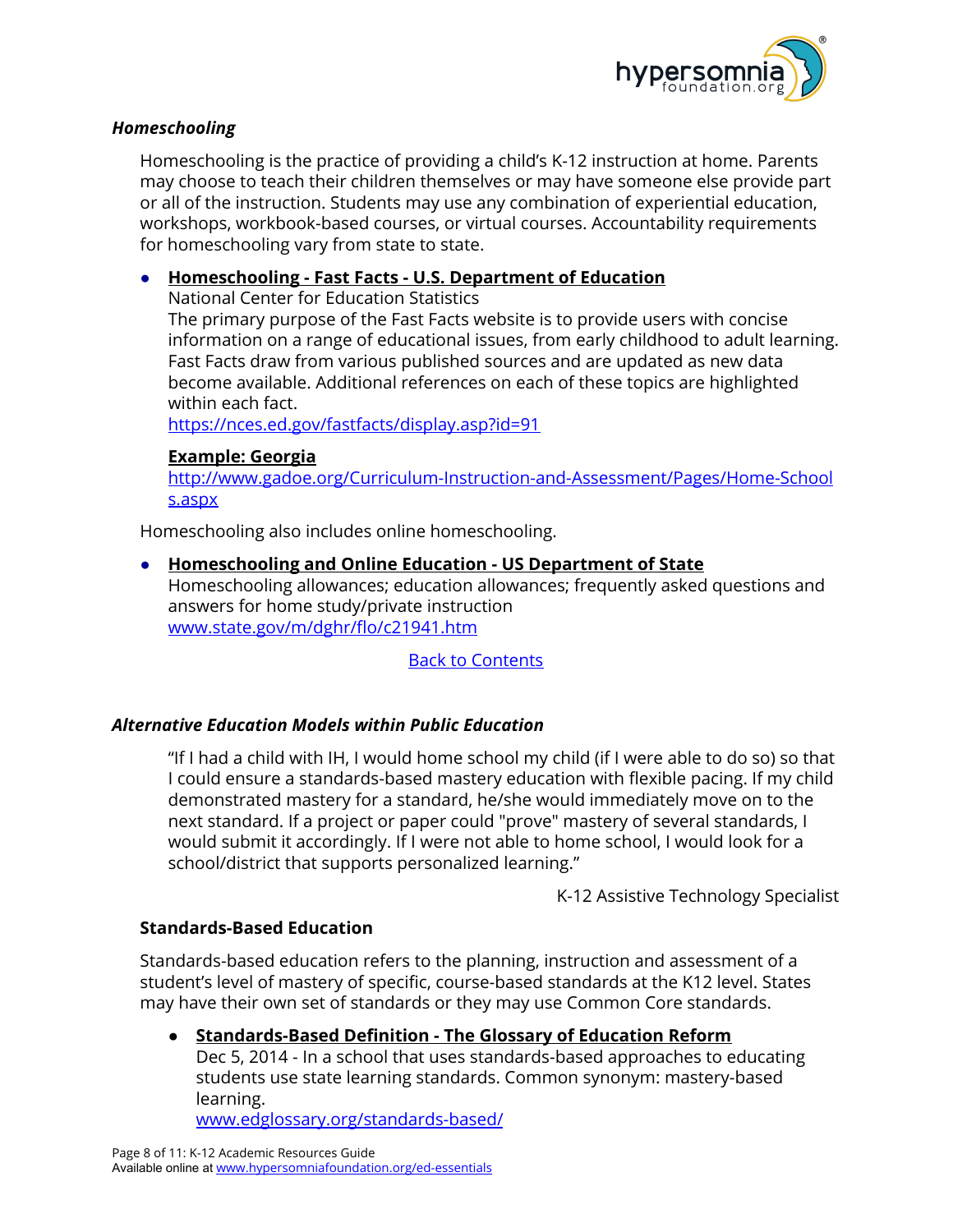### *Homeschooling*

Homeschooling is the practice of providing a child's K-12 instruction at home. Parents may choose to teach their children themselves or may have someone else provide part or all of the instruction. Students may use any combination of experiential education, workshops, workbook-based courses, or virtual courses. Accountability requirements for homeschooling vary from state to state.

- **Homeschooling - Fast Facts - U.S. Department of Education**
  National Center for Education Statistics
  The primary purpose of the Fast Facts website is to provide users with concise information on a range of educational issues, from early childhood to adult learning. Fast Facts draw from various published sources and are updated as new data become available. Additional references on each of these topics are highlighted within each fact.
  https://nces.ed.gov/fastfacts/display.asp?id=91

  **Example: Georgia**
  http://www.gadoe.org/Curriculum-Instruction-and-Assessment/Pages/Home-Schools.aspx

Homeschooling also includes online homeschooling.

- **Homeschooling and Online Education - US Department of State**
  Homeschooling allowances; education allowances; frequently asked questions and answers for home study/private instruction
  www.state.gov/m/dghr/flo/c21941.htm

Back to Contents

### *Alternative Education Models within Public Education*

> "If I had a child with IH, I would home school my child (if I were able to do so) so that I could ensure a standards-based mastery education with flexible pacing. If my child demonstrated mastery for a standard, he/she would immediately move on to the next standard. If a project or paper could "prove" mastery of several standards, I would submit it accordingly. If I were not able to home school, I would look for a school/district that supports personalized learning."
>
> K-12 Assistive Technology Specialist

#### Standards-Based Education

Standards-based education refers to the planning, instruction and assessment of a student's level of mastery of specific, course-based standards at the K12 level. States may have their own set of standards or they may use Common Core standards.

- **Standards-Based Definition - The Glossary of Education Reform**
  Dec 5, 2014 - In a school that uses standards-based approaches to educating students use state learning standards. Common synonym: mastery-based learning.
  www.edglossary.org/standards-based/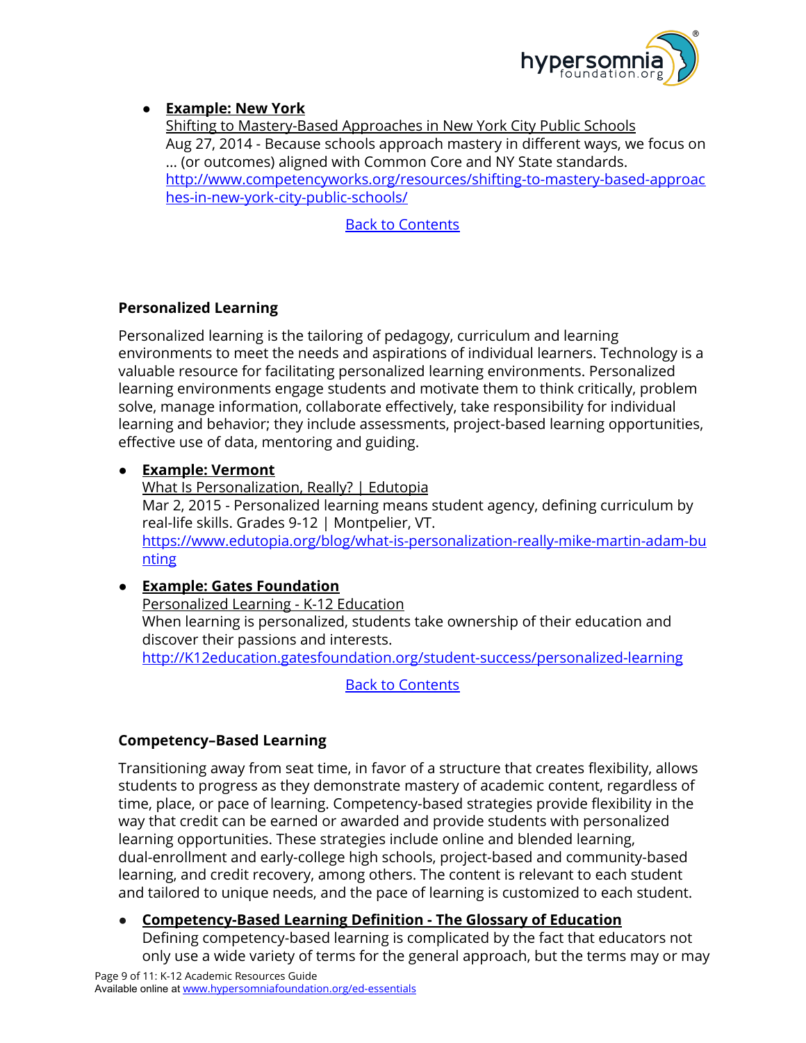- **Example: New York**
  Shifting to Mastery-Based Approaches in New York City Public Schools
  Aug 27, 2014 - Because schools approach mastery in different ways, we focus on ... (or outcomes) aligned with Common Core and NY State standards.
  http://www.competencyworks.org/resources/shifting-to-mastery-based-approaches-in-new-york-city-public-schools/

Back to Contents

### Personalized Learning

Personalized learning is the tailoring of pedagogy, curriculum and learning environments to meet the needs and aspirations of individual learners. Technology is a valuable resource for facilitating personalized learning environments. Personalized learning environments engage students and motivate them to think critically, problem solve, manage information, collaborate effectively, take responsibility for individual learning and behavior; they include assessments, project-based learning opportunities, effective use of data, mentoring and guiding.

- **Example: Vermont**
  What Is Personalization, Really? | Edutopia
  Mar 2, 2015 - Personalized learning means student agency, defining curriculum by real-life skills. Grades 9-12 | Montpelier, VT.
  https://www.edutopia.org/blog/what-is-personalization-really-mike-martin-adam-bunting
- **Example: Gates Foundation**
  Personalized Learning - K-12 Education
  When learning is personalized, students take ownership of their education and discover their passions and interests.
  http://K12education.gatesfoundation.org/student-success/personalized-learning

Back to Contents

### Competency–Based Learning

Transitioning away from seat time, in favor of a structure that creates flexibility, allows students to progress as they demonstrate mastery of academic content, regardless of time, place, or pace of learning. Competency-based strategies provide flexibility in the way that credit can be earned or awarded and provide students with personalized learning opportunities. These strategies include online and blended learning, dual-enrollment and early-college high schools, project-based and community-based learning, and credit recovery, among others. The content is relevant to each student and tailored to unique needs, and the pace of learning is customized to each student.

- **Competency-Based Learning Definition - The Glossary of Education**
  Defining competency-based learning is complicated by the fact that educators not only use a wide variety of terms for the general approach, but the terms may or may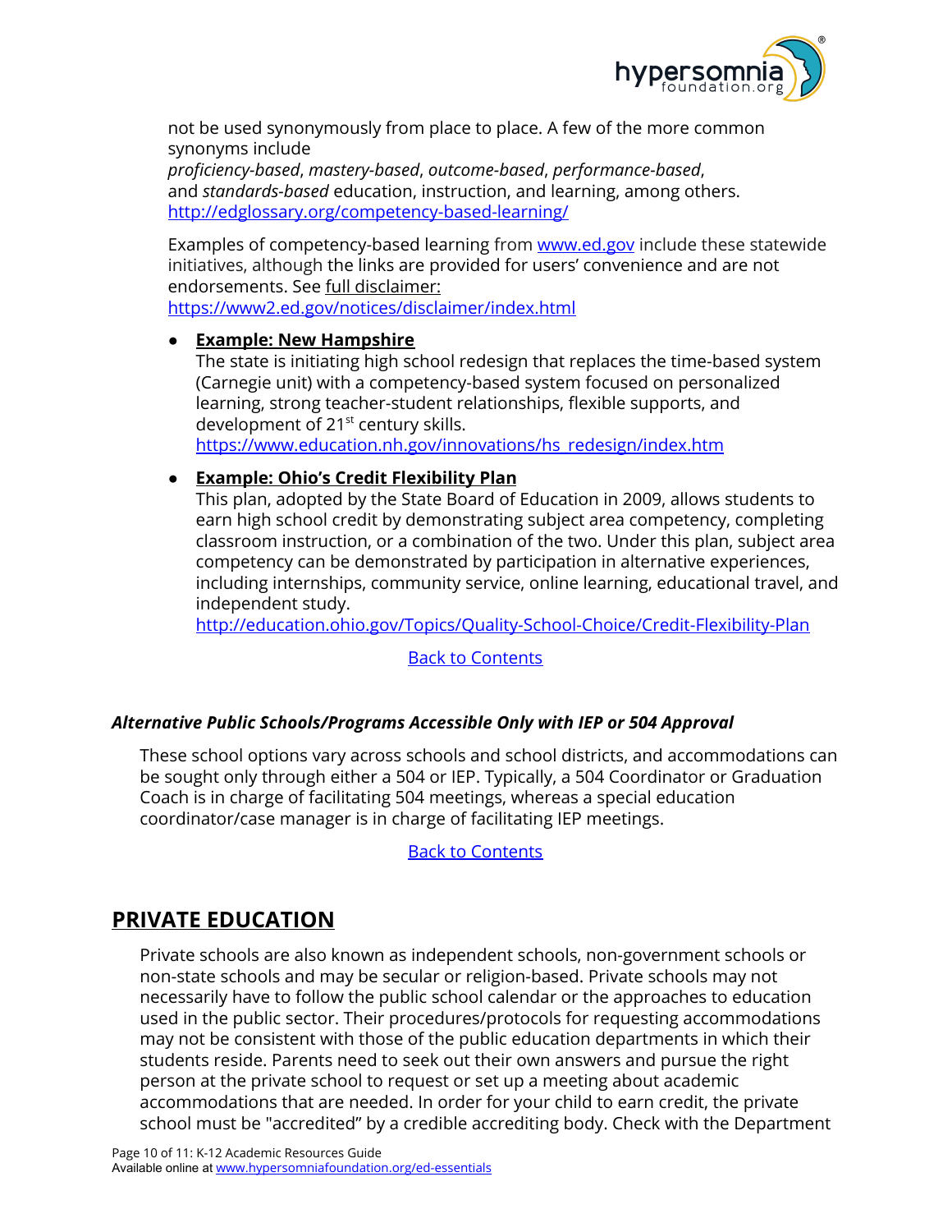not be used synonymously from place to place. A few of the more common synonyms include *proficiency-based*, *mastery-based*, *outcome-based*, *performance-based*, and *standards-based* education, instruction, and learning, among others. http://edglossary.org/competency-based-learning/

Examples of competency-based learning from www.ed.gov include these statewide initiatives, although the links are provided for users' convenience and are not endorsements. See full disclaimer: https://www2.ed.gov/notices/disclaimer/index.html

- **Example: New Hampshire**
  The state is initiating high school redesign that replaces the time-based system (Carnegie unit) with a competency-based system focused on personalized learning, strong teacher-student relationships, flexible supports, and development of 21st century skills.
  https://www.education.nh.gov/innovations/hs_redesign/index.htm

- **Example: Ohio's Credit Flexibility Plan**
  This plan, adopted by the State Board of Education in 2009, allows students to earn high school credit by demonstrating subject area competency, completing classroom instruction, or a combination of the two. Under this plan, subject area competency can be demonstrated by participation in alternative experiences, including internships, community service, online learning, educational travel, and independent study.
  http://education.ohio.gov/Topics/Quality-School-Choice/Credit-Flexibility-Plan

Back to Contents

### *Alternative Public Schools/Programs Accessible Only with IEP or 504 Approval*

These school options vary across schools and school districts, and accommodations can be sought only through either a 504 or IEP. Typically, a 504 Coordinator or Graduation Coach is in charge of facilitating 504 meetings, whereas a special education coordinator/case manager is in charge of facilitating IEP meetings.

Back to Contents

## PRIVATE EDUCATION

Private schools are also known as independent schools, non-government schools or non-state schools and may be secular or religion-based. Private schools may not necessarily have to follow the public school calendar or the approaches to education used in the public sector. Their procedures/protocols for requesting accommodations may not be consistent with those of the public education departments in which their students reside. Parents need to seek out their own answers and pursue the right person at the private school to request or set up a meeting about academic accommodations that are needed. In order for your child to earn credit, the private school must be "accredited" by a credible accrediting body. Check with the Department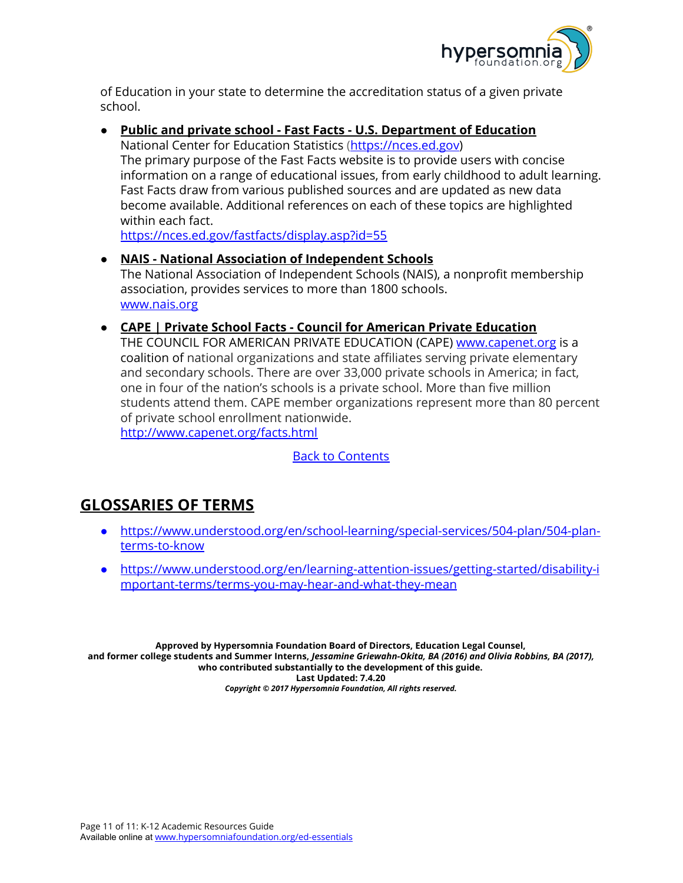of Education in your state to determine the accreditation status of a given private school.

- **Public and private school - Fast Facts - U.S. Department of Education**
  National Center for Education Statistics (https://nces.ed.gov)
  The primary purpose of the Fast Facts website is to provide users with concise information on a range of educational issues, from early childhood to adult learning. Fast Facts draw from various published sources and are updated as new data become available. Additional references on each of these topics are highlighted within each fact.
  https://nces.ed.gov/fastfacts/display.asp?id=55

- **NAIS - National Association of Independent Schools**
  The National Association of Independent Schools (NAIS), a nonprofit membership association, provides services to more than 1800 schools.
  www.nais.org

- **CAPE | Private School Facts - Council for American Private Education**
  THE COUNCIL FOR AMERICAN PRIVATE EDUCATION (CAPE) www.capenet.org is a coalition of national organizations and state affiliates serving private elementary and secondary schools. There are over 33,000 private schools in America; in fact, one in four of the nation's schools is a private school. More than five million students attend them. CAPE member organizations represent more than 80 percent of private school enrollment nationwide.
  http://www.capenet.org/facts.html

Back to Contents

## GLOSSARIES OF TERMS

- https://www.understood.org/en/school-learning/special-services/504-plan/504-plan-terms-to-know
- https://www.understood.org/en/learning-attention-issues/getting-started/disability-important-terms/terms-you-may-hear-and-what-they-mean

**Approved by Hypersomnia Foundation Board of Directors, Education Legal Counsel, and former college students and Summer Interns, *Jessamine Griewahn-Okita, BA (2016) and Olivia Robbins, BA (2017),* who contributed substantially to the development of this guide.**
**Last Updated: 7.4.20**
***Copyright © 2017 Hypersomnia Foundation, All rights reserved.***